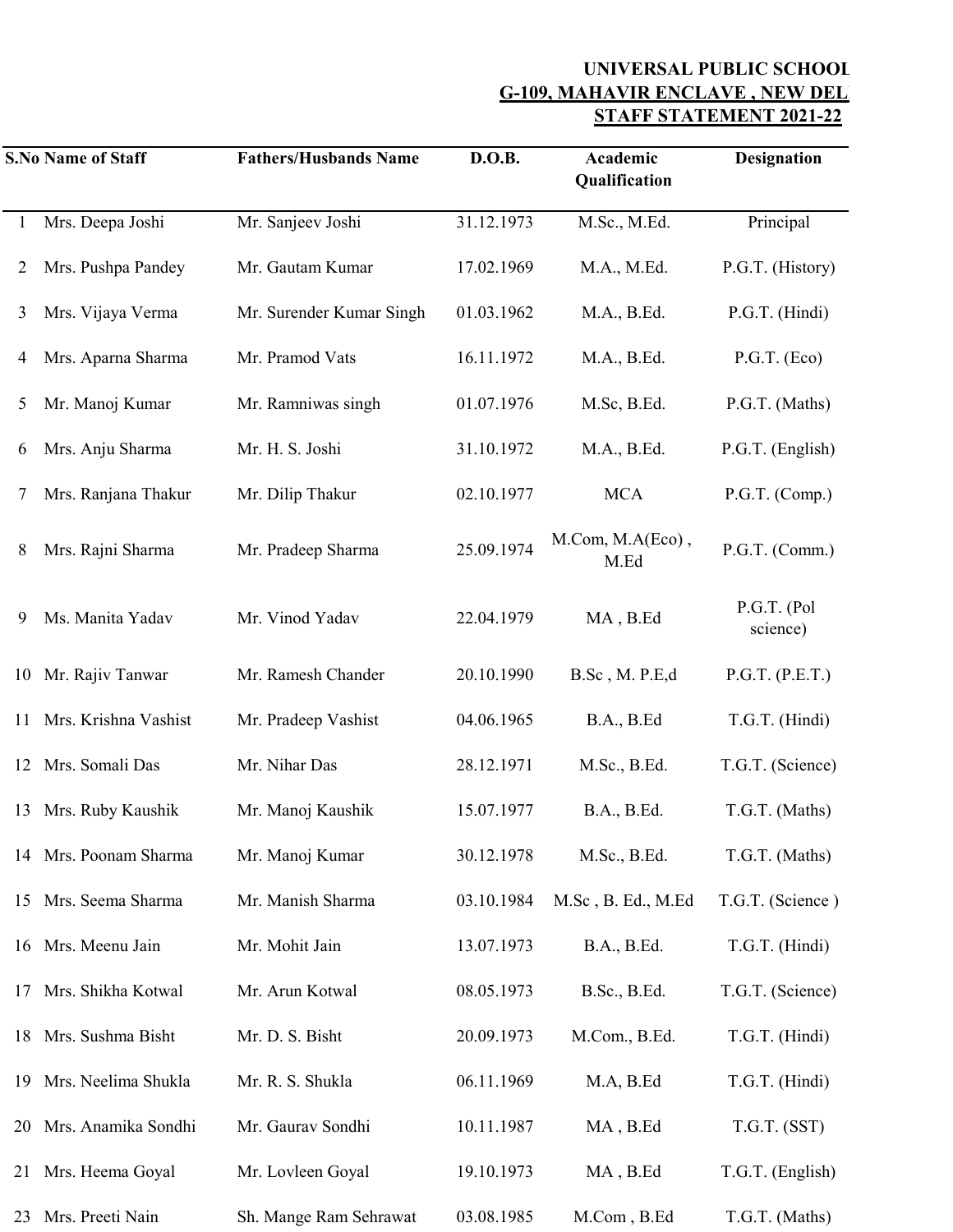# UNIVERSAL PUBLIC SCHOOL

## G-109, MAHAVIR ENCLAVE , NEW DEL

## STAFF STATEMENT 2021-22

| S.No | Name of Staff | Fathers/Husbands Name | D.O.B. | Academic Qualification | Designation |
|---|---|---|---|---|---|
| 1 | Mrs. Deepa Joshi | Mr. Sanjeev Joshi | 31.12.1973 | M.Sc., M.Ed. | Principal |
| 2 | Mrs. Pushpa Pandey | Mr. Gautam Kumar | 17.02.1969 | M.A., M.Ed. | P.G.T. (History) |
| 3 | Mrs. Vijaya Verma | Mr. Surender Kumar Singh | 01.03.1962 | M.A., B.Ed. | P.G.T. (Hindi) |
| 4 | Mrs. Aparna Sharma | Mr. Pramod Vats | 16.11.1972 | M.A., B.Ed. | P.G.T. (Eco) |
| 5 | Mr. Manoj Kumar | Mr. Ramniwas singh | 01.07.1976 | M.Sc, B.Ed. | P.G.T. (Maths) |
| 6 | Mrs. Anju Sharma | Mr. H. S. Joshi | 31.10.1972 | M.A., B.Ed. | P.G.T. (English) |
| 7 | Mrs. Ranjana Thakur | Mr. Dilip Thakur | 02.10.1977 | MCA | P.G.T. (Comp.) |
| 8 | Mrs. Rajni Sharma | Mr. Pradeep Sharma | 25.09.1974 | M.Com, M.A(Eco) , M.Ed | P.G.T. (Comm.) |
| 9 | Ms. Manita Yadav | Mr. Vinod Yadav | 22.04.1979 | MA , B.Ed | P.G.T. (Pol science) |
| 10 | Mr. Rajiv Tanwar | Mr. Ramesh Chander | 20.10.1990 | B.Sc , M. P.E,d | P.G.T. (P.E.T.) |
| 11 | Mrs. Krishna Vashist | Mr. Pradeep Vashist | 04.06.1965 | B.A., B.Ed | T.G.T. (Hindi) |
| 12 | Mrs. Somali Das | Mr. Nihar Das | 28.12.1971 | M.Sc., B.Ed. | T.G.T. (Science) |
| 13 | Mrs. Ruby Kaushik | Mr. Manoj Kaushik | 15.07.1977 | B.A., B.Ed. | T.G.T. (Maths) |
| 14 | Mrs. Poonam Sharma | Mr. Manoj Kumar | 30.12.1978 | M.Sc., B.Ed. | T.G.T. (Maths) |
| 15 | Mrs. Seema Sharma | Mr. Manish Sharma | 03.10.1984 | M.Sc , B. Ed., M.Ed | T.G.T. (Science ) |
| 16 | Mrs. Meenu Jain | Mr. Mohit Jain | 13.07.1973 | B.A., B.Ed. | T.G.T. (Hindi) |
| 17 | Mrs. Shikha Kotwal | Mr. Arun Kotwal | 08.05.1973 | B.Sc., B.Ed. | T.G.T. (Science) |
| 18 | Mrs. Sushma Bisht | Mr. D. S. Bisht | 20.09.1973 | M.Com., B.Ed. | T.G.T. (Hindi) |
| 19 | Mrs. Neelima Shukla | Mr. R. S. Shukla | 06.11.1969 | M.A, B.Ed | T.G.T. (Hindi) |
| 20 | Mrs. Anamika Sondhi | Mr. Gaurav Sondhi | 10.11.1987 | MA , B.Ed | T.G.T. (SST) |
| 21 | Mrs. Heema Goyal | Mr. Lovleen Goyal | 19.10.1973 | MA , B.Ed | T.G.T. (English) |
| 23 | Mrs. Preeti Nain | Sh. Mange Ram Sehrawat | 03.08.1985 | M.Com , B.Ed | T.G.T. (Maths) |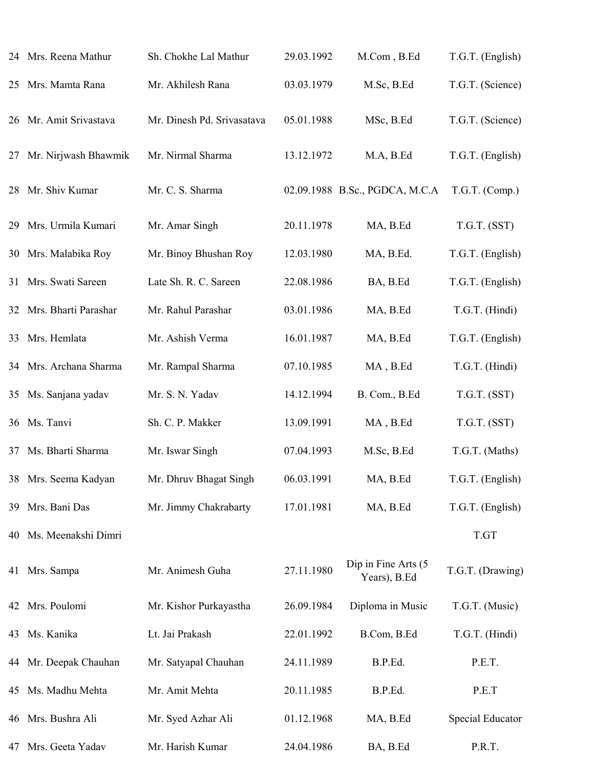| | | | | | |
|---|---|---|---|---|---|
| 24 | Mrs. Reena Mathur | Sh. Chokhe Lal Mathur | 29.03.1992 | M.Com , B.Ed | T.G.T. (English) |
| 25 | Mrs. Mamta Rana | Mr. Akhilesh Rana | 03.03.1979 | M.Sc, B.Ed | T.G.T. (Science) |
| 26 | Mr. Amit Srivastava | Mr. Dinesh Pd. Srivasatava | 05.01.1988 | MSc, B.Ed | T.G.T. (Science) |
| 27 | Mr. Nirjwash Bhawmik | Mr. Nirmal Sharma | 13.12.1972 | M.A, B.Ed | T.G.T. (English) |
| 28 | Mr. Shiv Kumar | Mr. C. S. Sharma | 02.09.1988 | B.Sc., PGDCA, M.C.A | T.G.T. (Comp.) |
| 29 | Mrs. Urmila Kumari | Mr. Amar Singh | 20.11.1978 | MA, B.Ed | T.G.T. (SST) |
| 30 | Mrs. Malabika Roy | Mr. Binoy Bhushan Roy | 12.03.1980 | MA, B.Ed. | T.G.T. (English) |
| 31 | Mrs. Swati Sareen | Late Sh. R. C. Sareen | 22.08.1986 | BA, B.Ed | T.G.T. (English) |
| 32 | Mrs. Bharti Parashar | Mr. Rahul Parashar | 03.01.1986 | MA, B.Ed | T.G.T. (Hindi) |
| 33 | Mrs. Hemlata | Mr. Ashish Verma | 16.01.1987 | MA, B.Ed | T.G.T. (English) |
| 34 | Mrs. Archana Sharma | Mr. Rampal Sharma | 07.10.1985 | MA , B.Ed | T.G.T. (Hindi) |
| 35 | Ms. Sanjana yadav | Mr. S. N. Yadav | 14.12.1994 | B. Com., B.Ed | T.G.T. (SST) |
| 36 | Ms. Tanvi | Sh. C. P. Makker | 13.09.1991 | MA , B.Ed | T.G.T. (SST) |
| 37 | Ms. Bharti Sharma | Mr. Iswar Singh | 07.04.1993 | M.Sc, B.Ed | T.G.T. (Maths) |
| 38 | Mrs. Seema Kadyan | Mr. Dhruv Bhagat Singh | 06.03.1991 | MA, B.Ed | T.G.T. (English) |
| 39 | Mrs. Bani Das | Mr. Jimmy Chakrabarty | 17.01.1981 | MA, B.Ed | T.G.T. (English) |
| 40 | Ms. Meenakshi Dimri | | | | T.GT |
| 41 | Mrs. Sampa | Mr. Animesh Guha | 27.11.1980 | Dip in Fine Arts (5 Years), B.Ed | T.G.T. (Drawing) |
| 42 | Mrs. Poulomi | Mr. Kishor Purkayastha | 26.09.1984 | Diploma in Music | T.G.T. (Music) |
| 43 | Ms. Kanika | Lt. Jai Prakash | 22.01.1992 | B.Com, B.Ed | T.G.T. (Hindi) |
| 44 | Mr. Deepak Chauhan | Mr. Satyapal Chauhan | 24.11.1989 | B.P.Ed. | P.E.T. |
| 45 | Ms. Madhu Mehta | Mr. Amit Mehta | 20.11.1985 | B.P.Ed. | P.E.T |
| 46 | Mrs. Bushra Ali | Mr. Syed Azhar Ali | 01.12.1968 | MA, B.Ed | Special Educator |
| 47 | Mrs. Geeta Yadav | Mr. Harish Kumar | 24.04.1986 | BA, B.Ed | P.R.T. |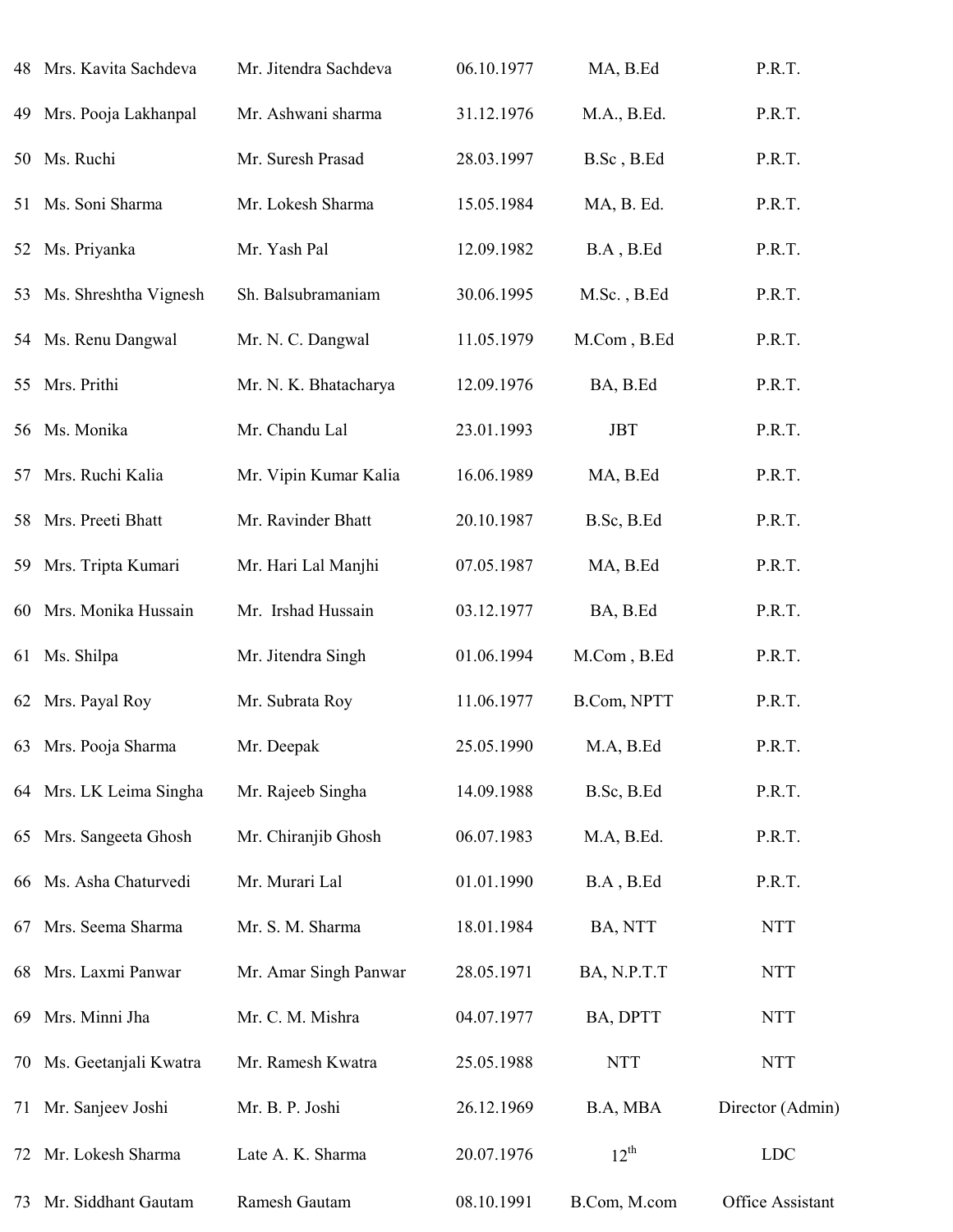| | | | | | |
|---|---|---|---|---|---|
| 48 | Mrs. Kavita Sachdeva | Mr. Jitendra Sachdeva | 06.10.1977 | MA, B.Ed | P.R.T. |
| 49 | Mrs. Pooja Lakhanpal | Mr. Ashwani sharma | 31.12.1976 | M.A., B.Ed. | P.R.T. |
| 50 | Ms. Ruchi | Mr. Suresh Prasad | 28.03.1997 | B.Sc , B.Ed | P.R.T. |
| 51 | Ms. Soni Sharma | Mr. Lokesh Sharma | 15.05.1984 | MA, B. Ed. | P.R.T. |
| 52 | Ms. Priyanka | Mr. Yash Pal | 12.09.1982 | B.A , B.Ed | P.R.T. |
| 53 | Ms. Shreshtha Vignesh | Sh. Balsubramaniam | 30.06.1995 | M.Sc. , B.Ed | P.R.T. |
| 54 | Ms. Renu Dangwal | Mr. N. C. Dangwal | 11.05.1979 | M.Com , B.Ed | P.R.T. |
| 55 | Mrs. Prithi | Mr. N. K. Bhatacharya | 12.09.1976 | BA, B.Ed | P.R.T. |
| 56 | Ms. Monika | Mr. Chandu Lal | 23.01.1993 | JBT | P.R.T. |
| 57 | Mrs. Ruchi Kalia | Mr. Vipin Kumar Kalia | 16.06.1989 | MA, B.Ed | P.R.T. |
| 58 | Mrs. Preeti Bhatt | Mr. Ravinder Bhatt | 20.10.1987 | B.Sc, B.Ed | P.R.T. |
| 59 | Mrs. Tripta Kumari | Mr. Hari Lal Manjhi | 07.05.1987 | MA, B.Ed | P.R.T. |
| 60 | Mrs. Monika Hussain | Mr. Irshad Hussain | 03.12.1977 | BA, B.Ed | P.R.T. |
| 61 | Ms. Shilpa | Mr. Jitendra Singh | 01.06.1994 | M.Com , B.Ed | P.R.T. |
| 62 | Mrs. Payal Roy | Mr. Subrata Roy | 11.06.1977 | B.Com, NPTT | P.R.T. |
| 63 | Mrs. Pooja Sharma | Mr. Deepak | 25.05.1990 | M.A, B.Ed | P.R.T. |
| 64 | Mrs. LK Leima Singha | Mr. Rajeeb Singha | 14.09.1988 | B.Sc, B.Ed | P.R.T. |
| 65 | Mrs. Sangeeta Ghosh | Mr. Chiranjib Ghosh | 06.07.1983 | M.A, B.Ed. | P.R.T. |
| 66 | Ms. Asha Chaturvedi | Mr. Murari Lal | 01.01.1990 | B.A , B.Ed | P.R.T. |
| 67 | Mrs. Seema Sharma | Mr. S. M. Sharma | 18.01.1984 | BA, NTT | NTT |
| 68 | Mrs. Laxmi Panwar | Mr. Amar Singh Panwar | 28.05.1971 | BA, N.P.T.T | NTT |
| 69 | Mrs. Minni Jha | Mr. C. M. Mishra | 04.07.1977 | BA, DPTT | NTT |
| 70 | Ms. Geetanjali Kwatra | Mr. Ramesh Kwatra | 25.05.1988 | NTT | NTT |
| 71 | Mr. Sanjeev Joshi | Mr. B. P. Joshi | 26.12.1969 | B.A, MBA | Director (Admin) |
| 72 | Mr. Lokesh Sharma | Late A. K. Sharma | 20.07.1976 | 12th | LDC |
| 73 | Mr. Siddhant Gautam | Ramesh Gautam | 08.10.1991 | B.Com, M.com | Office Assistant |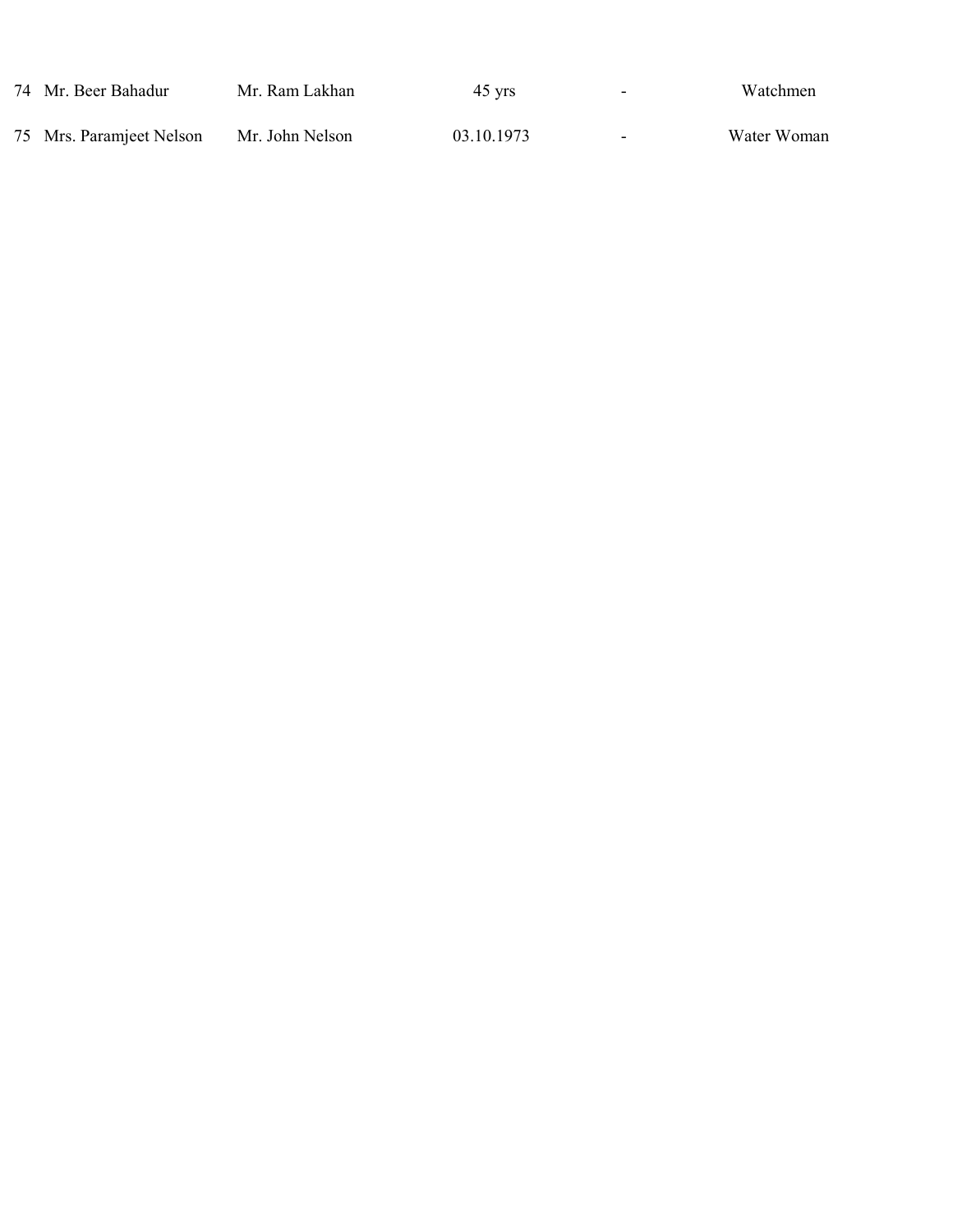| 74 | Mr. Beer Bahadur | Mr. Ram Lakhan | 45 yrs | - | Watchmen |
|---|---|---|---|---|---|
| 75 | Mrs. Paramjeet Nelson | Mr. John Nelson | 03.10.1973 | - | Water Woman |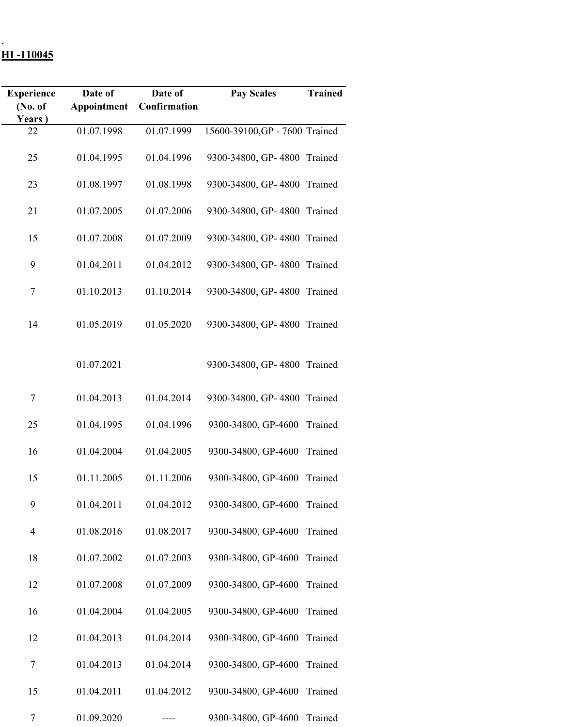**HI -110045**

| Experience (No. of Years ) | Date of Appointment | Date of Confirmation | Pay Scales | Trained |
|---|---|---|---|---|
| 22 | 01.07.1998 | 01.07.1999 | 15600-39100,GP - 7600 | Trained |
| 25 | 01.04.1995 | 01.04.1996 | 9300-34800, GP- 4800 | Trained |
| 23 | 01.08.1997 | 01.08.1998 | 9300-34800, GP- 4800 | Trained |
| 21 | 01.07.2005 | 01.07.2006 | 9300-34800, GP- 4800 | Trained |
| 15 | 01.07.2008 | 01.07.2009 | 9300-34800, GP- 4800 | Trained |
| 9 | 01.04.2011 | 01.04.2012 | 9300-34800, GP- 4800 | Trained |
| 7 | 01.10.2013 | 01.10.2014 | 9300-34800, GP- 4800 | Trained |
| 14 | 01.05.2019 | 01.05.2020 | 9300-34800, GP- 4800 | Trained |
| | 01.07.2021 | | 9300-34800, GP- 4800 | Trained |
| 7 | 01.04.2013 | 01.04.2014 | 9300-34800, GP- 4800 | Trained |
| 25 | 01.04.1995 | 01.04.1996 | 9300-34800, GP-4600 | Trained |
| 16 | 01.04.2004 | 01.04.2005 | 9300-34800, GP-4600 | Trained |
| 15 | 01.11.2005 | 01.11.2006 | 9300-34800, GP-4600 | Trained |
| 9 | 01.04.2011 | 01.04.2012 | 9300-34800, GP-4600 | Trained |
| 4 | 01.08.2016 | 01.08.2017 | 9300-34800, GP-4600 | Trained |
| 18 | 01.07.2002 | 01.07.2003 | 9300-34800, GP-4600 | Trained |
| 12 | 01.07.2008 | 01.07.2009 | 9300-34800, GP-4600 | Trained |
| 16 | 01.04.2004 | 01.04.2005 | 9300-34800, GP-4600 | Trained |
| 12 | 01.04.2013 | 01.04.2014 | 9300-34800, GP-4600 | Trained |
| 7 | 01.04.2013 | 01.04.2014 | 9300-34800, GP-4600 | Trained |
| 15 | 01.04.2011 | 01.04.2012 | 9300-34800, GP-4600 | Trained |
| 7 | 01.09.2020 | ---- | 9300-34800, GP-4600 | Trained |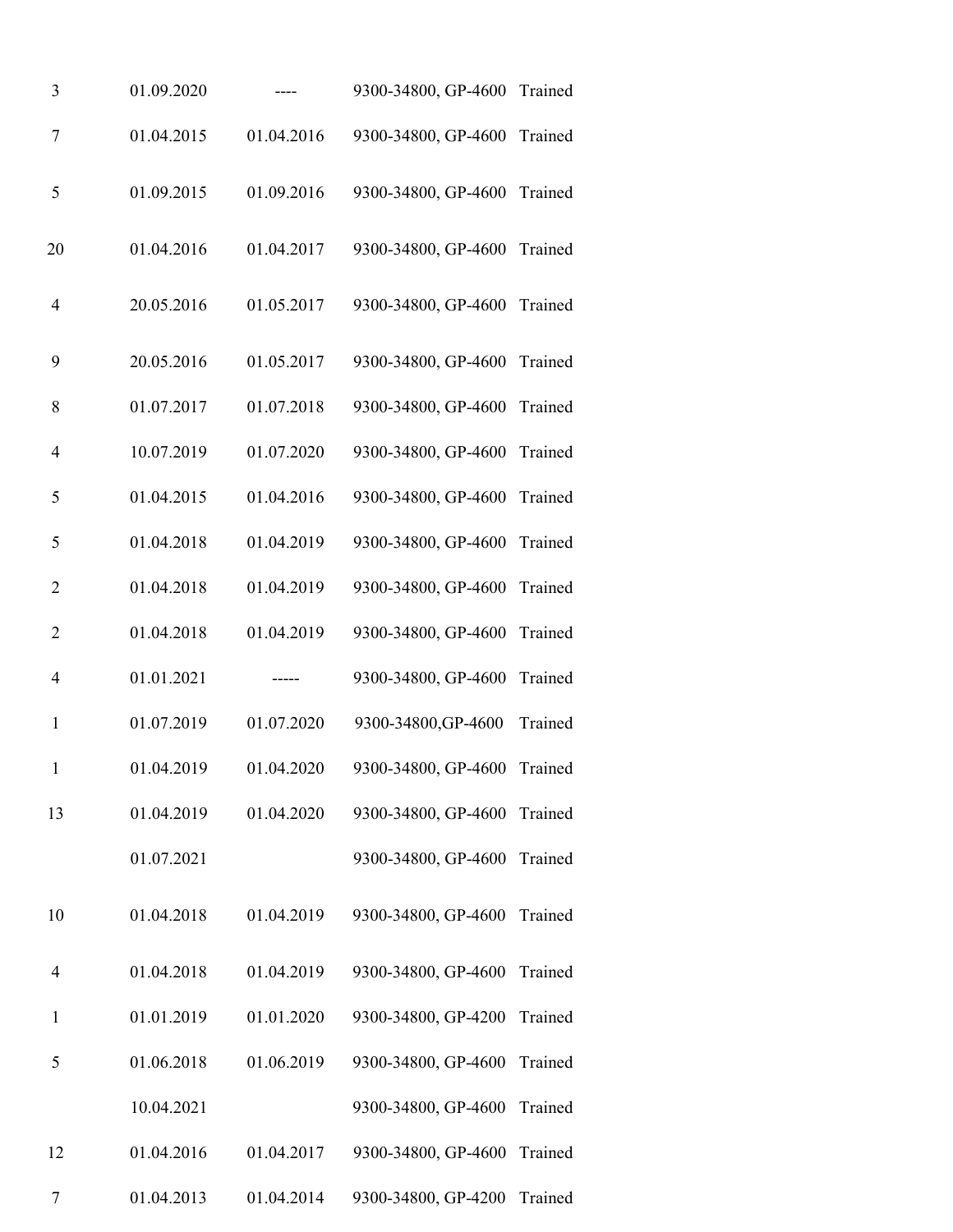| | | | | |
|---|---|---|---|---|
| 3 | 01.09.2020 | ---- | 9300-34800, GP-4600 | Trained |
| 7 | 01.04.2015 | 01.04.2016 | 9300-34800, GP-4600 | Trained |
| 5 | 01.09.2015 | 01.09.2016 | 9300-34800, GP-4600 | Trained |
| 20 | 01.04.2016 | 01.04.2017 | 9300-34800, GP-4600 | Trained |
| 4 | 20.05.2016 | 01.05.2017 | 9300-34800, GP-4600 | Trained |
| 9 | 20.05.2016 | 01.05.2017 | 9300-34800, GP-4600 | Trained |
| 8 | 01.07.2017 | 01.07.2018 | 9300-34800, GP-4600 | Trained |
| 4 | 10.07.2019 | 01.07.2020 | 9300-34800, GP-4600 | Trained |
| 5 | 01.04.2015 | 01.04.2016 | 9300-34800, GP-4600 | Trained |
| 5 | 01.04.2018 | 01.04.2019 | 9300-34800, GP-4600 | Trained |
| 2 | 01.04.2018 | 01.04.2019 | 9300-34800, GP-4600 | Trained |
| 2 | 01.04.2018 | 01.04.2019 | 9300-34800, GP-4600 | Trained |
| 4 | 01.01.2021 | ----- | 9300-34800, GP-4600 | Trained |
| 1 | 01.07.2019 | 01.07.2020 | 9300-34800,GP-4600 | Trained |
| 1 | 01.04.2019 | 01.04.2020 | 9300-34800, GP-4600 | Trained |
| 13 | 01.04.2019 | 01.04.2020 | 9300-34800, GP-4600 | Trained |
| | 01.07.2021 | | 9300-34800, GP-4600 | Trained |
| 10 | 01.04.2018 | 01.04.2019 | 9300-34800, GP-4600 | Trained |
| 4 | 01.04.2018 | 01.04.2019 | 9300-34800, GP-4600 | Trained |
| 1 | 01.01.2019 | 01.01.2020 | 9300-34800, GP-4200 | Trained |
| 5 | 01.06.2018 | 01.06.2019 | 9300-34800, GP-4600 | Trained |
| | 10.04.2021 | | 9300-34800, GP-4600 | Trained |
| 12 | 01.04.2016 | 01.04.2017 | 9300-34800, GP-4600 | Trained |
| 7 | 01.04.2013 | 01.04.2014 | 9300-34800, GP-4200 | Trained |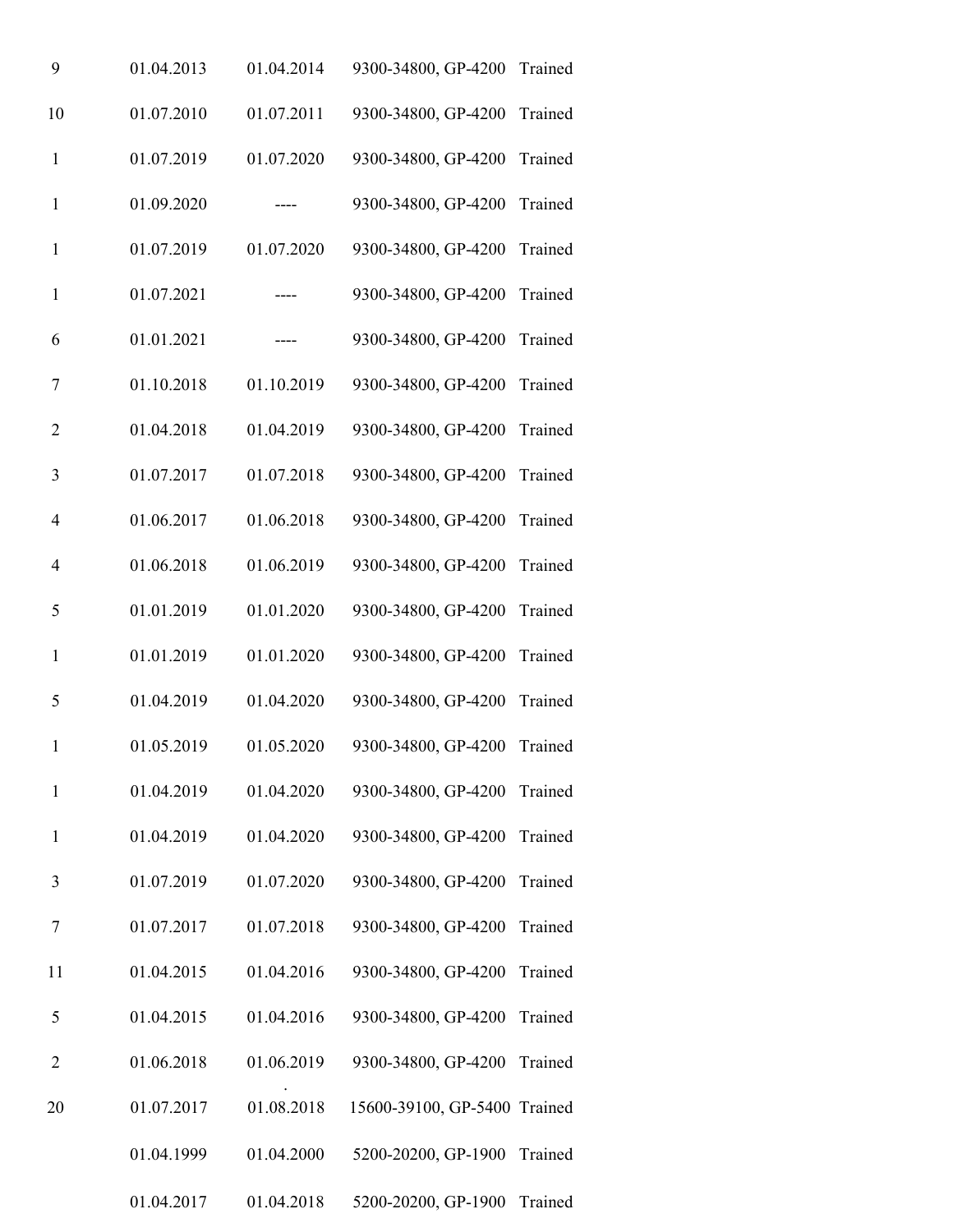| | | | | |
|---|---|---|---|---|
| 9 | 01.04.2013 | 01.04.2014 | 9300-34800, GP-4200 | Trained |
| 10 | 01.07.2010 | 01.07.2011 | 9300-34800, GP-4200 | Trained |
| 1 | 01.07.2019 | 01.07.2020 | 9300-34800, GP-4200 | Trained |
| 1 | 01.09.2020 | ---- | 9300-34800, GP-4200 | Trained |
| 1 | 01.07.2019 | 01.07.2020 | 9300-34800, GP-4200 | Trained |
| 1 | 01.07.2021 | ---- | 9300-34800, GP-4200 | Trained |
| 6 | 01.01.2021 | ---- | 9300-34800, GP-4200 | Trained |
| 7 | 01.10.2018 | 01.10.2019 | 9300-34800, GP-4200 | Trained |
| 2 | 01.04.2018 | 01.04.2019 | 9300-34800, GP-4200 | Trained |
| 3 | 01.07.2017 | 01.07.2018 | 9300-34800, GP-4200 | Trained |
| 4 | 01.06.2017 | 01.06.2018 | 9300-34800, GP-4200 | Trained |
| 4 | 01.06.2018 | 01.06.2019 | 9300-34800, GP-4200 | Trained |
| 5 | 01.01.2019 | 01.01.2020 | 9300-34800, GP-4200 | Trained |
| 1 | 01.01.2019 | 01.01.2020 | 9300-34800, GP-4200 | Trained |
| 5 | 01.04.2019 | 01.04.2020 | 9300-34800, GP-4200 | Trained |
| 1 | 01.05.2019 | 01.05.2020 | 9300-34800, GP-4200 | Trained |
| 1 | 01.04.2019 | 01.04.2020 | 9300-34800, GP-4200 | Trained |
| 1 | 01.04.2019 | 01.04.2020 | 9300-34800, GP-4200 | Trained |
| 3 | 01.07.2019 | 01.07.2020 | 9300-34800, GP-4200 | Trained |
| 7 | 01.07.2017 | 01.07.2018 | 9300-34800, GP-4200 | Trained |
| 11 | 01.04.2015 | 01.04.2016 | 9300-34800, GP-4200 | Trained |
| 5 | 01.04.2015 | 01.04.2016 | 9300-34800, GP-4200 | Trained |
| 2 | 01.06.2018 | 01.06.2019 | 9300-34800, GP-4200 | Trained |
| 20 | 01.07.2017 | 01.08.2018 | 15600-39100, GP-5400 | Trained |
| | 01.04.1999 | 01.04.2000 | 5200-20200, GP-1900 | Trained |
| | 01.04.2017 | 01.04.2018 | 5200-20200, GP-1900 | Trained |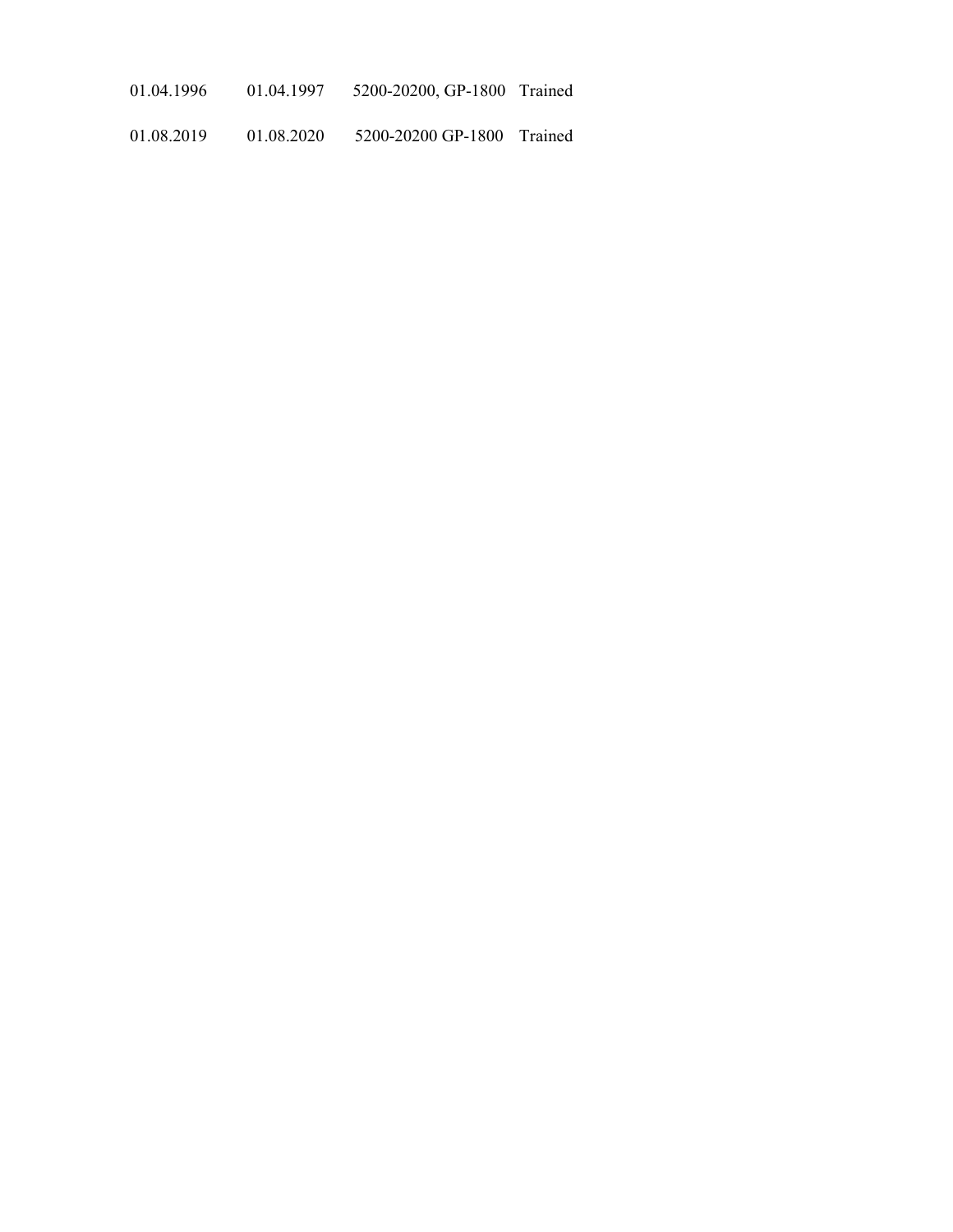| | | | |
|---|---|---|---|
| 01.04.1996 | 01.04.1997 | 5200-20200, GP-1800 | Trained |
| 01.08.2019 | 01.08.2020 | 5200-20200 GP-1800 | Trained |